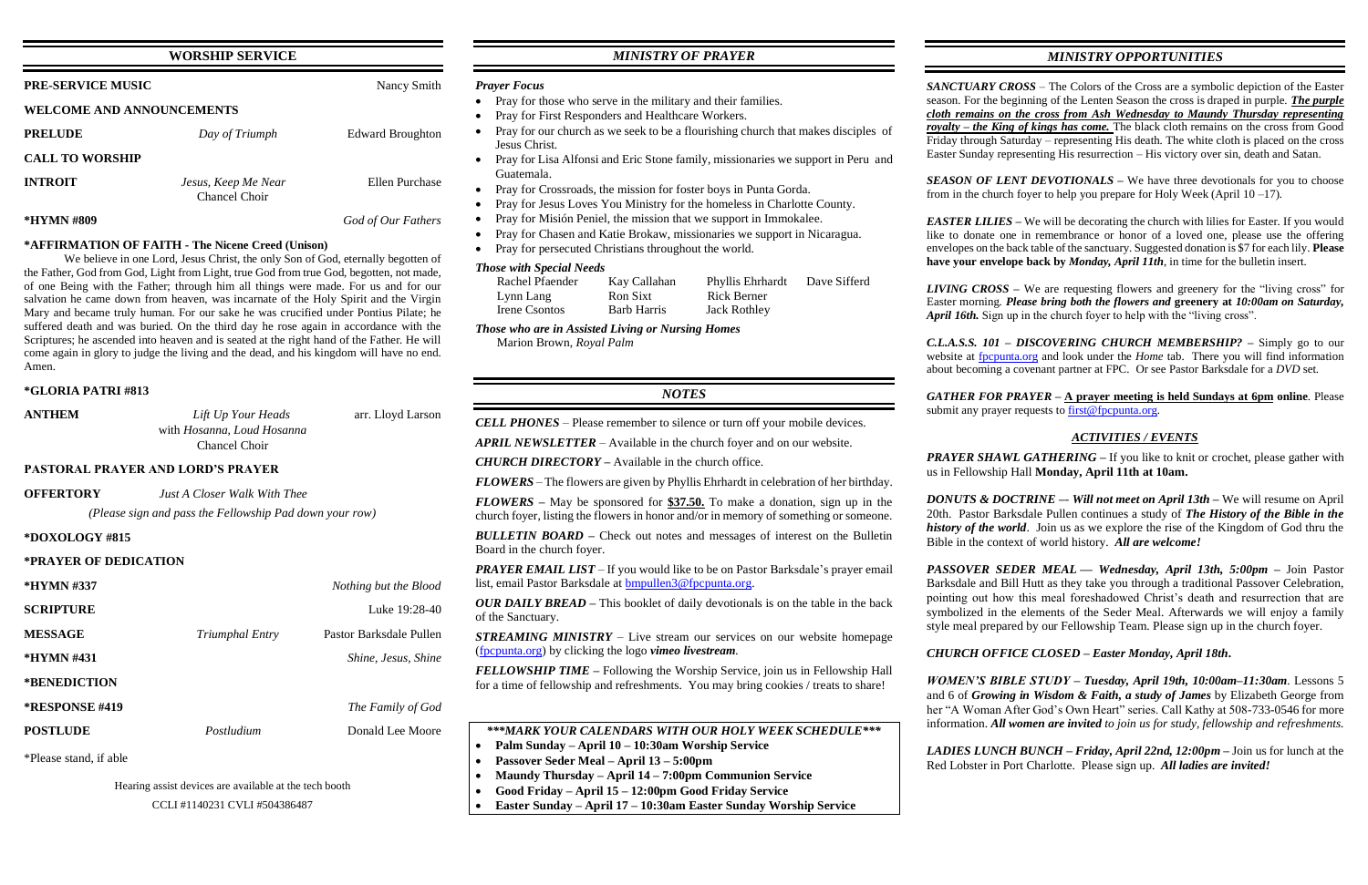## WORSHIP SERVICE

| | | |
|---|---|---|
| **PRE-SERVICE MUSIC** | | Nancy Smith |
| **WELCOME AND ANNOUNCEMENTS** | | |
| **PRELUDE** | *Day of Triumph* | Edward Broughton |
| **CALL TO WORSHIP** | | |
| **INTROIT** | *Jesus, Keep Me Near* Chancel Choir | Ellen Purchase |
| **\*HYMN #809** | | *God of Our Fathers* |

**\*AFFIRMATION OF FAITH - The Nicene Creed (Unison)**

We believe in one Lord, Jesus Christ, the only Son of God, eternally begotten of the Father, God from God, Light from Light, true God from true God, begotten, not made, of one Being with the Father; through him all things were made. For us and for our salvation he came down from heaven, was incarnate of the Holy Spirit and the Virgin Mary and became truly human. For our sake he was crucified under Pontius Pilate; he suffered death and was buried. On the third day he rose again in accordance with the Scriptures; he ascended into heaven and is seated at the right hand of the Father. He will come again in glory to judge the living and the dead, and his kingdom will have no end. Amen.

| | | |
|---|---|---|
| **\*GLORIA PATRI #813** | | |
| **ANTHEM** | *Lift Up Your Heads* with *Hosanna, Loud Hosanna* Chancel Choir | arr. Lloyd Larson |
| **PASTORAL PRAYER AND LORD'S PRAYER** | | |
| **OFFERTORY** | *Just A Closer Walk With Thee* | |

*(Please sign and pass the Fellowship Pad down your row)*

| | | |
|---|---|---|
| **\*DOXOLOGY #815** | | |
| **\*PRAYER OF DEDICATION** | | |
| **\*HYMN #337** | | *Nothing but the Blood* |
| **SCRIPTURE** | | Luke 19:28-40 |
| **MESSAGE** | *Triumphal Entry* | Pastor Barksdale Pullen |
| **\*HYMN #431** | | *Shine, Jesus, Shine* |
| **\*BENEDICTION** | | |
| **\*RESPONSE #419** | | *The Family of God* |
| **POSTLUDE** | *Postludium* | Donald Lee Moore |

\*Please stand, if able

Hearing assist devices are available at the tech booth

CCLI #1140231 CVLI #504386487

## *MINISTRY OF PRAYER*

***Prayer Focus***

- Pray for those who serve in the military and their families.
- Pray for First Responders and Healthcare Workers.
- Pray for our church as we seek to be a flourishing church that makes disciples of Jesus Christ.
- Pray for Lisa Alfonsi and Eric Stone family, missionaries we support in Peru and Guatemala.
- Pray for Crossroads, the mission for foster boys in Punta Gorda.
- Pray for Jesus Loves You Ministry for the homeless in Charlotte County.
- Pray for Misión Peniel, the mission that we support in Immokalee.
- Pray for Chasen and Katie Brokaw, missionaries we support in Nicaragua.
- Pray for persecuted Christians throughout the world.

***Those with Special Needs***

| | | | |
|---|---|---|---|
| Rachel Pfaender | Kay Callahan | Phyllis Ehrhardt | Dave Sifferd |
| Lynn Lang | Ron Sixt | Rick Berner | |
| Irene Csontos | Barb Harris | Jack Rothley | |

***Those who are in Assisted Living or Nursing Homes***

Marion Brown, *Royal Palm*

## *NOTES*

***CELL PHONES*** – Please remember to silence or turn off your mobile devices.

***APRIL NEWSLETTER*** – Available in the church foyer and on our website.

***CHURCH DIRECTORY*** – Available in the church office.

***FLOWERS*** – The flowers are given by Phyllis Ehrhardt in celebration of her birthday.

***FLOWERS*** – May be sponsored for **$37.50.** To make a donation, sign up in the church foyer, listing the flowers in honor and/or in memory of something or someone.

***BULLETIN BOARD*** – Check out notes and messages of interest on the Bulletin Board in the church foyer.

***PRAYER EMAIL LIST*** – If you would like to be on Pastor Barksdale's prayer email list, email Pastor Barksdale at bmpullen3@fpcpunta.org.

***OUR DAILY BREAD*** – This booklet of daily devotionals is on the table in the back of the Sanctuary.

***STREAMING MINISTRY*** – Live stream our services on our website homepage (fpcpunta.org) by clicking the logo *vimeo livestream*.

***FELLOWSHIP TIME*** – Following the Worship Service, join us in Fellowship Hall for a time of fellowship and refreshments. You may bring cookies / treats to share!

***\*\*\*MARK YOUR CALENDARS WITH OUR HOLY WEEK SCHEDULE\*\*\****

- **Palm Sunday – April 10 – 10:30am Worship Service**
- **Passover Seder Meal – April 13 – 5:00pm**
- **Maundy Thursday – April 14 – 7:00pm Communion Service**
- **Good Friday – April 15 – 12:00pm Good Friday Service**
- **Easter Sunday – April 17 – 10:30am Easter Sunday Worship Service**

## *MINISTRY OPPORTUNITIES*

***SANCTUARY CROSS*** – The Colors of the Cross are a symbolic depiction of the Easter season. For the beginning of the Lenten Season the cross is draped in purple. ***The purple cloth remains on the cross from Ash Wednesday to Maundy Thursday representing royalty – the King of kings has come.*** The black cloth remains on the cross from Good Friday through Saturday – representing His death. The white cloth is placed on the cross Easter Sunday representing His resurrection – His victory over sin, death and Satan.

***SEASON OF LENT DEVOTIONALS*** – We have three devotionals for you to choose from in the church foyer to help you prepare for Holy Week (April 10 –17).

***EASTER LILIES*** – We will be decorating the church with lilies for Easter. If you would like to donate one in remembrance or honor of a loved one, please use the offering envelopes on the back table of the sanctuary. Suggested donation is $7 for each lily. **Please have your envelope back by** ***Monday, April 11th***, in time for the bulletin insert.

***LIVING CROSS*** – We are requesting flowers and greenery for the "living cross" for Easter morning. ***Please bring both the flowers and*** **greenery at** ***10:00am on Saturday, April 16th.*** Sign up in the church foyer to help with the "living cross".

***C.L.A.S.S. 101 – DISCOVERING CHURCH MEMBERSHIP?*** – Simply go to our website at fpcpunta.org and look under the *Home* tab. There you will find information about becoming a covenant partner at FPC. Or see Pastor Barksdale for a *DVD* set.

***GATHER FOR PRAYER*** – **A prayer meeting is held Sundays at 6pm online**. Please submit any prayer requests to first@fpcpunta.org.

### *ACTIVITIES / EVENTS*

***PRAYER SHAWL GATHERING*** – If you like to knit or crochet, please gather with us in Fellowship Hall **Monday, April 11th at 10am.**

***DONUTS & DOCTRINE –- Will not meet on April 13th*** – We will resume on April 20th. Pastor Barksdale Pullen continues a study of ***The History of the Bible in the history of the world***. Join us as we explore the rise of the Kingdom of God thru the Bible in the context of world history. ***All are welcome!***

***PASSOVER SEDER MEAL –– Wednesday, April 13th, 5:00pm*** – Join Pastor Barksdale and Bill Hutt as they take you through a traditional Passover Celebration, pointing out how this meal foreshadowed Christ's death and resurrection that are symbolized in the elements of the Seder Meal. Afterwards we will enjoy a family style meal prepared by our Fellowship Team. Please sign up in the church foyer.

***CHURCH OFFICE CLOSED – Easter Monday, April 18th.***

***WOMEN'S BIBLE STUDY – Tuesday, April 19th, 10:00am–11:30am***. Lessons 5 and 6 of ***Growing in Wisdom & Faith, a study of James*** by Elizabeth George from her "A Woman After God's Own Heart" series. Call Kathy at 508-733-0546 for more information. ***All women are invited*** *to join us for study, fellowship and refreshments.*

***LADIES LUNCH BUNCH – Friday, April 22nd, 12:00pm*** – Join us for lunch at the Red Lobster in Port Charlotte. Please sign up. ***All ladies are invited!***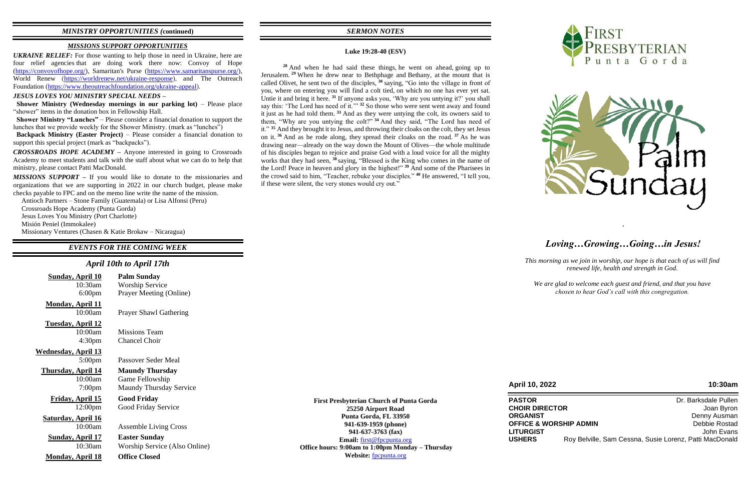## *MINISTRY OPPORTUNITIES (continued)*

### *MISSIONS SUPPORT OPPORTUNITIES*

***UKRAINE RELIEF:*** For those wanting to help those in need in Ukraine, here are four relief agencies that are doing work there now: Convoy of Hope (https://convoyofhope.org/), Samaritan's Purse (https://www.samaritanspurse.org/), World Renew (https://worldrenew.net/ukraine-response), and The Outreach Foundation (https://www.theoutreachfoundation.org/ukraine-appeal).

***JESUS LOVES YOU MINISTRY SPECIAL NEEDS –***

**Shower Ministry (Wednesday mornings in our parking lot)** – Please place "shower" items in the donation box in Fellowship Hall.

**Shower Ministry "Lunches"** – Please consider a financial donation to support the lunches that we provide weekly for the Shower Ministry. (mark as "lunches")

**Backpack Ministry (Easter Project)** – Please consider a financial donation to support this special project (mark as "backpacks").

***CROSSROADS HOPE ACADEMY –*** Anyone interested in going to Crossroads Academy to meet students and talk with the staff about what we can do to help that ministry, please contact Patti MacDonald.

***MISSIONS SUPPORT –*** If you would like to donate to the missionaries and organizations that we are supporting in 2022 in our church budget, please make checks payable to FPC and on the memo line write the name of the mission.

Antioch Partners – Stone Family (Guatemala) or Lisa Alfonsi (Peru)
Crossroads Hope Academy (Punta Gorda)
Jesus Loves You Ministry (Port Charlotte)
Misión Peniel (Immokalee)
Missionary Ventures (Chasen & Katie Brokaw – Nicaragua)

## *EVENTS FOR THE COMING WEEK*

### *April 10th to April 17th*

**Sunday, April 10** — **Palm Sunday**
10:30am Worship Service
6:00pm Prayer Meeting (Online)

**Monday, April 11**
10:00am Prayer Shawl Gathering

**Tuesday, April 12**
10:00am Missions Team
4:30pm Chancel Choir

**Wednesday, April 13**
5:00pm Passover Seder Meal

**Thursday, April 14** — **Maundy Thursday**
10:00am Game Fellowship
7:00pm Maundy Thursday Service

**Friday, April 15** — **Good Friday**
12:00pm Good Friday Service

**Saturday, April 16**
10:00am Assemble Living Cross

**Sunday, April 17** — **Easter Sunday**
10:30am Worship Service (Also Online)

**Monday, April 18** — **Office Closed**

## *SERMON NOTES*

**Luke 19:28-40 (ESV)**

[28] And when he had said these things, he went on ahead, going up to Jerusalem. [29] When he drew near to Bethphage and Bethany, at the mount that is called Olivet, he sent two of the disciples, [30] saying, "Go into the village in front of you, where on entering you will find a colt tied, on which no one has ever yet sat. Untie it and bring it here. [31] If anyone asks you, 'Why are you untying it?' you shall say this: 'The Lord has need of it.'" [32] So those who were sent went away and found it just as he had told them. [33] And as they were untying the colt, its owners said to them, "Why are you untying the colt?" [34] And they said, "The Lord has need of it." [35] And they brought it to Jesus, and throwing their cloaks on the colt, they set Jesus on it. [36] And as he rode along, they spread their cloaks on the road. [37] As he was drawing near—already on the way down the Mount of Olives—the whole multitude of his disciples began to rejoice and praise God with a loud voice for all the mighty works that they had seen, [38] saying, "Blessed is the King who comes in the name of the Lord! Peace in heaven and glory in the highest!" [39] And some of the Pharisees in the crowd said to him, "Teacher, rebuke your disciples." [40] He answered, "I tell you, if these were silent, the very stones would cry out."

**First Presbyterian Church of Punta Gorda**
**25250 Airport Road**
**Punta Gorda, FL 33950**
**941-639-1959 (phone)**
**941-637-3763 (fax)**
**Email:** first@fpcpunta.org
**Office hours: 9:00am to 1:00pm Monday – Thursday**
**Website:** fpcpunta.org

FIRST PRESBYTERIAN
Punta Gorda

Palm Sunday

# *Loving…Growing…Going…in Jesus!*

*This morning as we join in worship, our hope is that each of us will find renewed life, health and strength in God.*

*We are glad to welcome each guest and friend, and that you have chosen to hear God's call with this congregation.*

**April 10, 2022** — **10:30am**

| | |
|---|---|
| **PASTOR** | Dr. Barksdale Pullen |
| **CHOIR DIRECTOR** | Joan Byron |
| **ORGANIST** | Denny Ausman |
| **OFFICE & WORSHIP ADMIN** | Debbie Rostad |
| **LITURGIST** | John Evans |
| **USHERS** | Roy Belville, Sam Cessna, Susie Lorenz, Patti MacDonald |